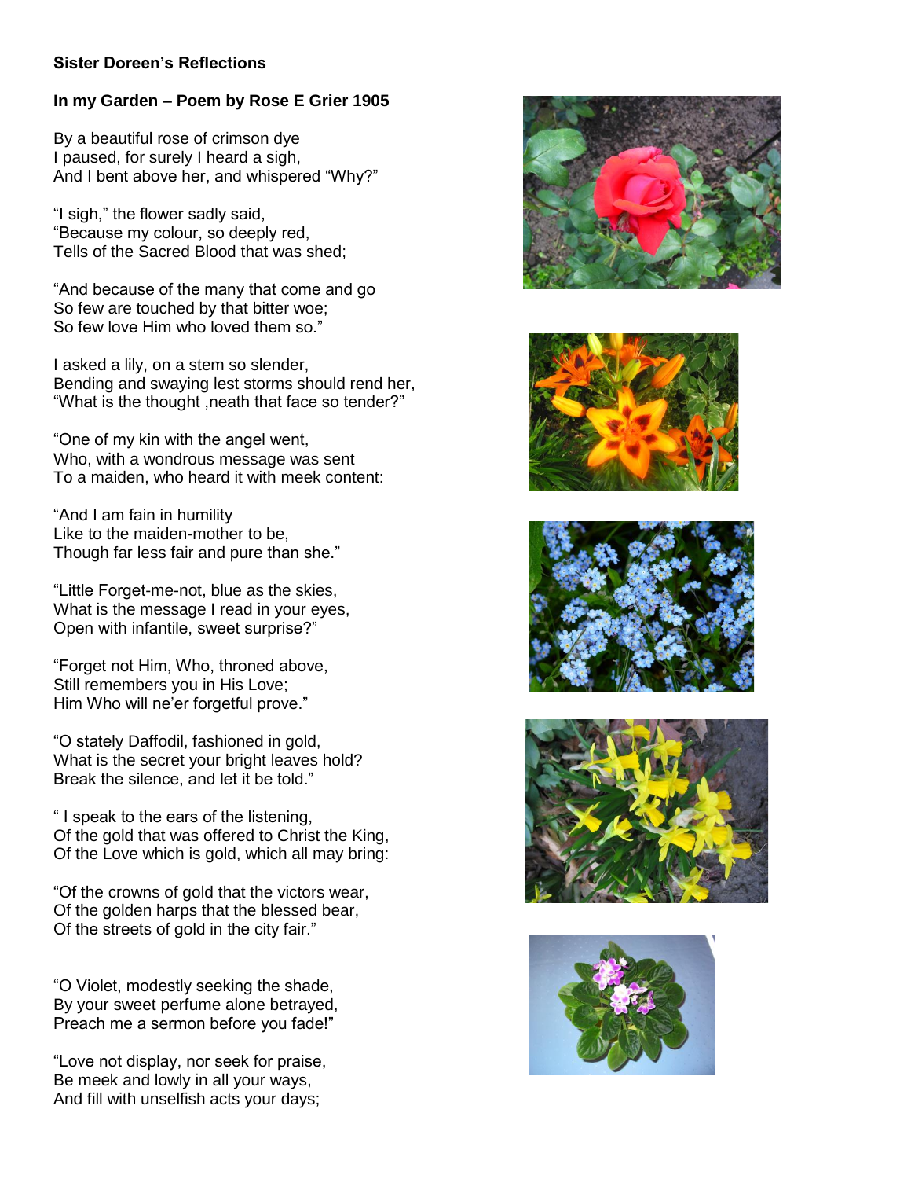**Sister Doreen's Reflections**

**In my Garden – Poem by Rose E Grier 1905**

By a beautiful rose of crimson dye
I paused, for surely I heard a sigh,
And I bent above her, and whispered "Why?"

"I sigh," the flower sadly said,
"Because my colour, so deeply red,
Tells of the Sacred Blood that was shed;

"And because of the many that come and go
So few are touched by that bitter woe;
So few love Him who loved them so."

I asked a lily, on a stem so slender,
Bending and swaying lest storms should rend her,
"What is the thought ,neath that face so tender?"

"One of my kin with the angel went,
Who, with a wondrous message was sent
To a maiden, who heard it with meek content:

"And I am fain in humility
Like to the maiden-mother to be,
Though far less fair and pure than she."

"Little Forget-me-not, blue as the skies,
What is the message I read in your eyes,
Open with infantile, sweet surprise?"

"Forget not Him, Who, throned above,
Still remembers you in His Love;
Him Who will ne'er forgetful prove."

"O stately Daffodil, fashioned in gold,
What is the secret your bright leaves hold?
Break the silence, and let it be told."

" I speak to the ears of the listening,
Of the gold that was offered to Christ the King,
Of the Love which is gold, which all may bring:

"Of the crowns of gold that the victors wear,
Of the golden harps that the blessed bear,
Of the streets of gold in the city fair."

"O Violet, modestly seeking the shade,
By your sweet perfume alone betrayed,
Preach me a sermon before you fade!"

"Love not display, nor seek for praise,
Be meek and lowly in all your ways,
And fill with unselfish acts your days;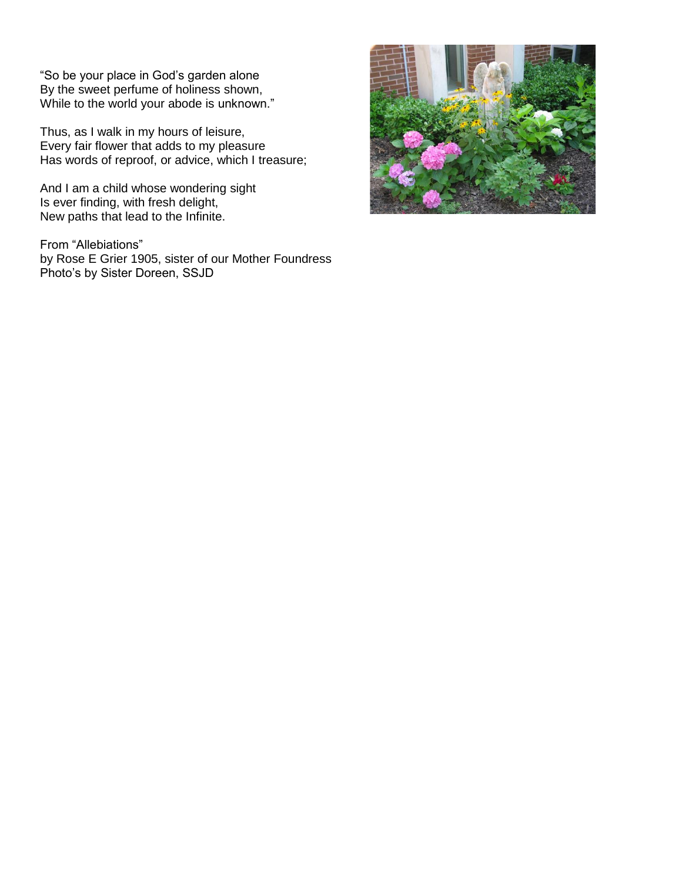"So be your place in God's garden alone
By the sweet perfume of holiness shown,
While to the world your abode is unknown."

Thus, as I walk in my hours of leisure,
Every fair flower that adds to my pleasure
Has words of reproof, or advice, which I treasure;

And I am a child whose wondering sight
Is ever finding, with fresh delight,
New paths that lead to the Infinite.

From "Allebiations"
by Rose E Grier 1905, sister of our Mother Foundress
Photo's by Sister Doreen, SSJD